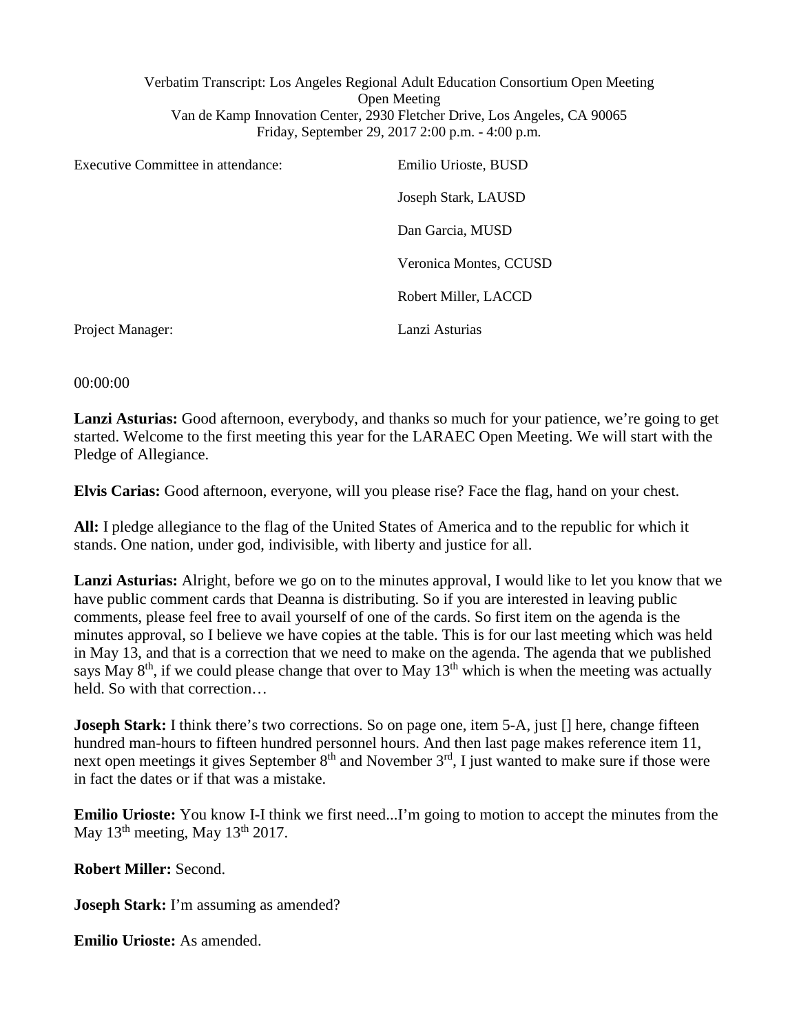Verbatim Transcript: Los Angeles Regional Adult Education Consortium Open Meeting
Open Meeting
Van de Kamp Innovation Center, 2930 Fletcher Drive, Los Angeles, CA 90065
Friday, September 29, 2017 2:00 p.m. - 4:00 p.m.

| | |
|---|---|
| Executive Committee in attendance: | Emilio Urioste, BUSD |
| | Joseph Stark, LAUSD |
| | Dan Garcia, MUSD |
| | Veronica Montes, CCUSD |
| | Robert Miller, LACCD |
| Project Manager: | Lanzi Asturias |

00:00:00

**Lanzi Asturias:** Good afternoon, everybody, and thanks so much for your patience, we're going to get started. Welcome to the first meeting this year for the LARAEC Open Meeting. We will start with the Pledge of Allegiance.

**Elvis Carias:** Good afternoon, everyone, will you please rise? Face the flag, hand on your chest.

**All:** I pledge allegiance to the flag of the United States of America and to the republic for which it stands. One nation, under god, indivisible, with liberty and justice for all.

**Lanzi Asturias:** Alright, before we go on to the minutes approval, I would like to let you know that we have public comment cards that Deanna is distributing. So if you are interested in leaving public comments, please feel free to avail yourself of one of the cards. So first item on the agenda is the minutes approval, so I believe we have copies at the table. This is for our last meeting which was held in May 13, and that is a correction that we need to make on the agenda. The agenda that we published says May 8th, if we could please change that over to May 13th which is when the meeting was actually held. So with that correction…

**Joseph Stark:** I think there's two corrections. So on page one, item 5-A, just [] here, change fifteen hundred man-hours to fifteen hundred personnel hours. And then last page makes reference item 11, next open meetings it gives September 8th and November 3rd, I just wanted to make sure if those were in fact the dates or if that was a mistake.

**Emilio Urioste:** You know I-I think we first need...I'm going to motion to accept the minutes from the May 13th meeting, May 13th 2017.

**Robert Miller:** Second.

**Joseph Stark:** I'm assuming as amended?

**Emilio Urioste:** As amended.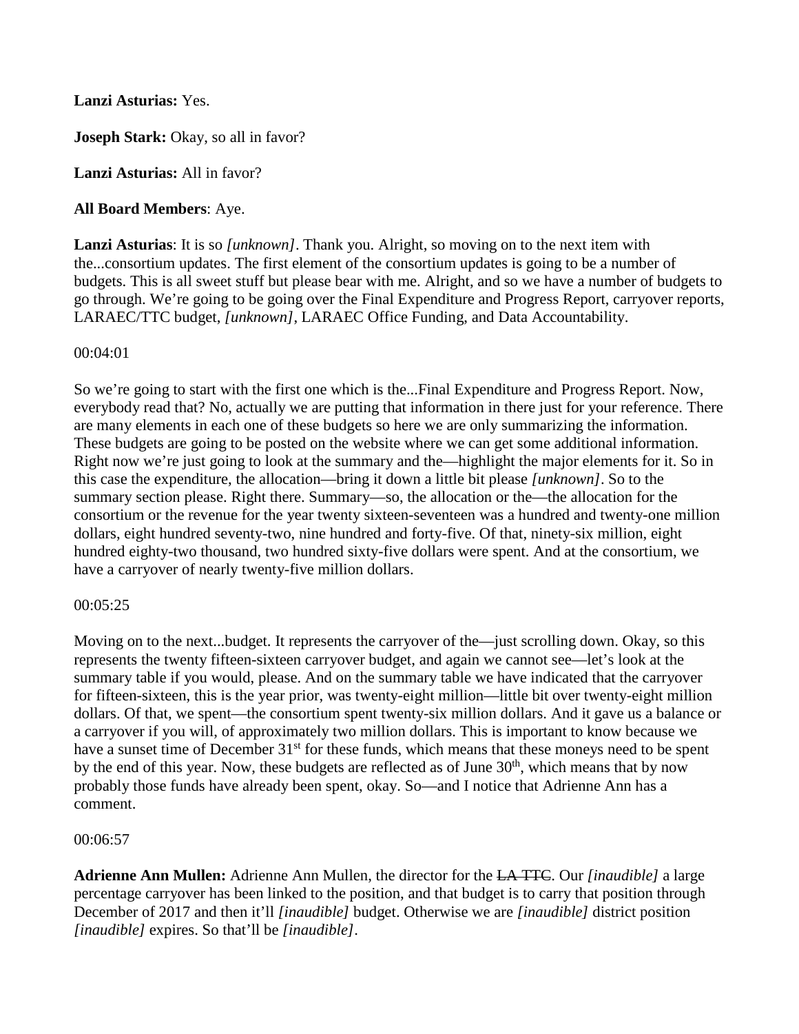**Lanzi Asturias:** Yes.

**Joseph Stark:** Okay, so all in favor?

**Lanzi Asturias:** All in favor?

**All Board Members**: Aye.

**Lanzi Asturias**: It is so *[unknown]*. Thank you. Alright, so moving on to the next item with the...consortium updates. The first element of the consortium updates is going to be a number of budgets. This is all sweet stuff but please bear with me. Alright, and so we have a number of budgets to go through. We're going to be going over the Final Expenditure and Progress Report, carryover reports, LARAEC/TTC budget, *[unknown]*, LARAEC Office Funding, and Data Accountability.

00:04:01

So we're going to start with the first one which is the...Final Expenditure and Progress Report. Now, everybody read that? No, actually we are putting that information in there just for your reference. There are many elements in each one of these budgets so here we are only summarizing the information. These budgets are going to be posted on the website where we can get some additional information. Right now we're just going to look at the summary and the—highlight the major elements for it. So in this case the expenditure, the allocation—bring it down a little bit please *[unknown]*. So to the summary section please. Right there. Summary—so, the allocation or the—the allocation for the consortium or the revenue for the year twenty sixteen-seventeen was a hundred and twenty-one million dollars, eight hundred seventy-two, nine hundred and forty-five. Of that, ninety-six million, eight hundred eighty-two thousand, two hundred sixty-five dollars were spent. And at the consortium, we have a carryover of nearly twenty-five million dollars.

00:05:25

Moving on to the next...budget. It represents the carryover of the—just scrolling down. Okay, so this represents the twenty fifteen-sixteen carryover budget, and again we cannot see—let's look at the summary table if you would, please. And on the summary table we have indicated that the carryover for fifteen-sixteen, this is the year prior, was twenty-eight million—little bit over twenty-eight million dollars. Of that, we spent—the consortium spent twenty-six million dollars. And it gave us a balance or a carryover if you will, of approximately two million dollars. This is important to know because we have a sunset time of December 31st for these funds, which means that these moneys need to be spent by the end of this year. Now, these budgets are reflected as of June 30th, which means that by now probably those funds have already been spent, okay. So—and I notice that Adrienne Ann has a comment.

00:06:57

**Adrienne Ann Mullen:** Adrienne Ann Mullen, the director for the ~~LA TTC~~. Our *[inaudible]* a large percentage carryover has been linked to the position, and that budget is to carry that position through December of 2017 and then it'll *[inaudible]* budget. Otherwise we are *[inaudible]* district position *[inaudible]* expires. So that'll be *[inaudible]*.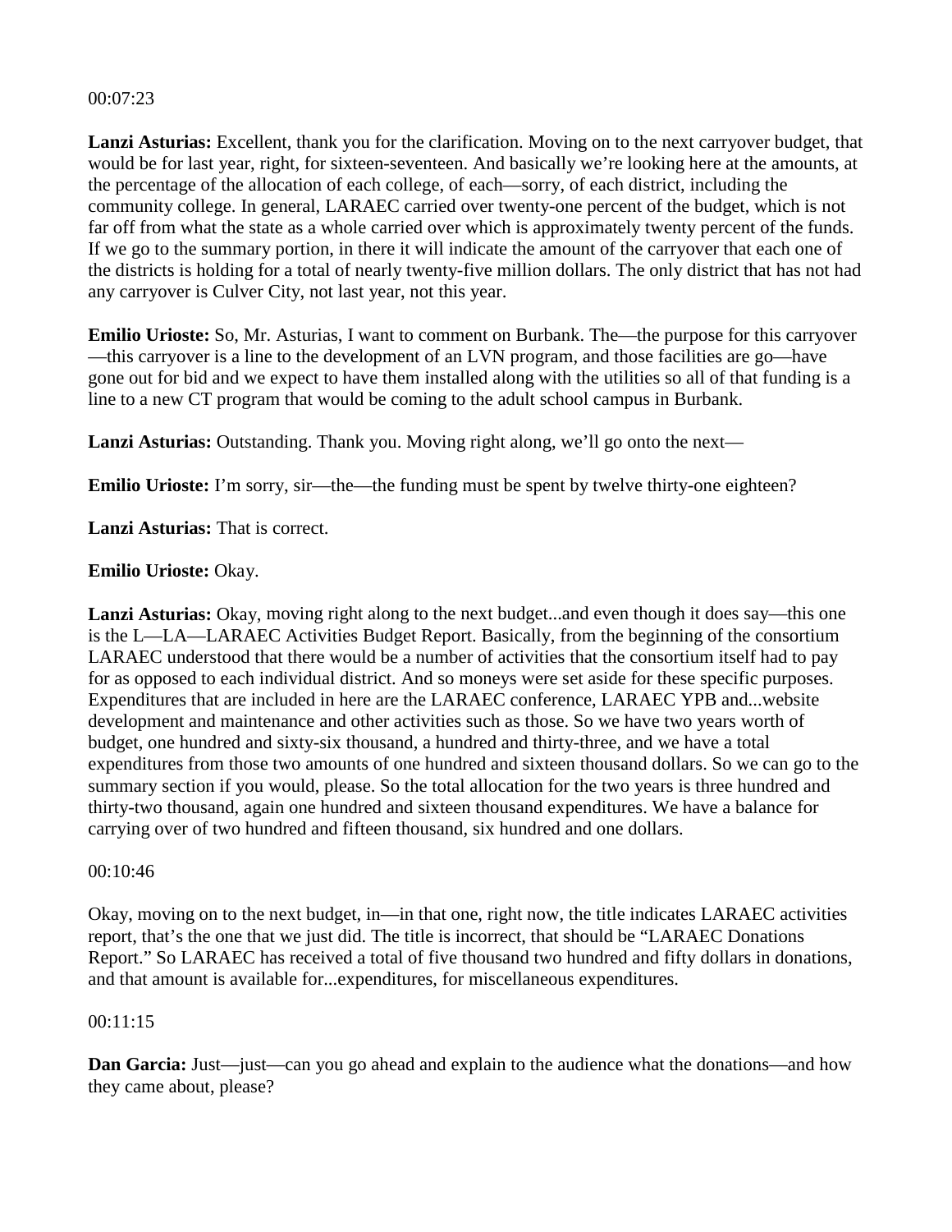00:07:23

**Lanzi Asturias:** Excellent, thank you for the clarification. Moving on to the next carryover budget, that would be for last year, right, for sixteen-seventeen. And basically we're looking here at the amounts, at the percentage of the allocation of each college, of each—sorry, of each district, including the community college. In general, LARAEC carried over twenty-one percent of the budget, which is not far off from what the state as a whole carried over which is approximately twenty percent of the funds. If we go to the summary portion, in there it will indicate the amount of the carryover that each one of the districts is holding for a total of nearly twenty-five million dollars. The only district that has not had any carryover is Culver City, not last year, not this year.

**Emilio Urioste:** So, Mr. Asturias, I want to comment on Burbank. The—the purpose for this carryover—this carryover is a line to the development of an LVN program, and those facilities are go—have gone out for bid and we expect to have them installed along with the utilities so all of that funding is a line to a new CT program that would be coming to the adult school campus in Burbank.

**Lanzi Asturias:** Outstanding. Thank you. Moving right along, we'll go onto the next—

**Emilio Urioste:** I'm sorry, sir—the—the funding must be spent by twelve thirty-one eighteen?

**Lanzi Asturias:** That is correct.

**Emilio Urioste:** Okay.

**Lanzi Asturias:** Okay, moving right along to the next budget...and even though it does say—this one is the L—LA—LARAEC Activities Budget Report. Basically, from the beginning of the consortium LARAEC understood that there would be a number of activities that the consortium itself had to pay for as opposed to each individual district. And so moneys were set aside for these specific purposes. Expenditures that are included in here are the LARAEC conference, LARAEC YPB and...website development and maintenance and other activities such as those. So we have two years worth of budget, one hundred and sixty-six thousand, a hundred and thirty-three, and we have a total expenditures from those two amounts of one hundred and sixteen thousand dollars. So we can go to the summary section if you would, please. So the total allocation for the two years is three hundred and thirty-two thousand, again one hundred and sixteen thousand expenditures. We have a balance for carrying over of two hundred and fifteen thousand, six hundred and one dollars.

00:10:46

Okay, moving on to the next budget, in—in that one, right now, the title indicates LARAEC activities report, that's the one that we just did. The title is incorrect, that should be "LARAEC Donations Report." So LARAEC has received a total of five thousand two hundred and fifty dollars in donations, and that amount is available for...expenditures, for miscellaneous expenditures.

00:11:15

**Dan Garcia:** Just—just—can you go ahead and explain to the audience what the donations—and how they came about, please?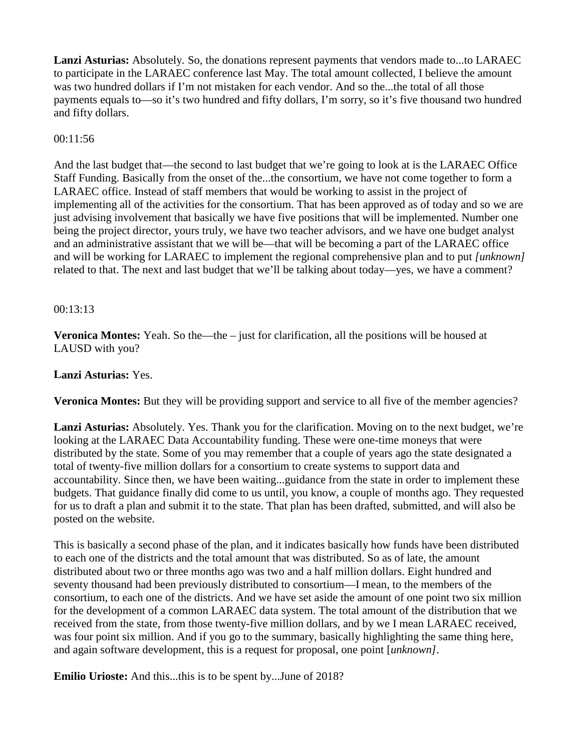**Lanzi Asturias:** Absolutely. So, the donations represent payments that vendors made to...to LARAEC to participate in the LARAEC conference last May. The total amount collected, I believe the amount was two hundred dollars if I'm not mistaken for each vendor. And so the...the total of all those payments equals to—so it's two hundred and fifty dollars, I'm sorry, so it's five thousand two hundred and fifty dollars.

00:11:56

And the last budget that—the second to last budget that we're going to look at is the LARAEC Office Staff Funding. Basically from the onset of the...the consortium, we have not come together to form a LARAEC office. Instead of staff members that would be working to assist in the project of implementing all of the activities for the consortium. That has been approved as of today and so we are just advising involvement that basically we have five positions that will be implemented. Number one being the project director, yours truly, we have two teacher advisors, and we have one budget analyst and an administrative assistant that we will be—that will be becoming a part of the LARAEC office and will be working for LARAEC to implement the regional comprehensive plan and to put *[unknown]* related to that. The next and last budget that we'll be talking about today—yes, we have a comment?

00:13:13

**Veronica Montes:** Yeah. So the—the – just for clarification, all the positions will be housed at LAUSD with you?

**Lanzi Asturias:** Yes.

**Veronica Montes:** But they will be providing support and service to all five of the member agencies?

**Lanzi Asturias:** Absolutely. Yes. Thank you for the clarification. Moving on to the next budget, we're looking at the LARAEC Data Accountability funding. These were one-time moneys that were distributed by the state. Some of you may remember that a couple of years ago the state designated a total of twenty-five million dollars for a consortium to create systems to support data and accountability. Since then, we have been waiting...guidance from the state in order to implement these budgets. That guidance finally did come to us until, you know, a couple of months ago. They requested for us to draft a plan and submit it to the state. That plan has been drafted, submitted, and will also be posted on the website.

This is basically a second phase of the plan, and it indicates basically how funds have been distributed to each one of the districts and the total amount that was distributed. So as of late, the amount distributed about two or three months ago was two and a half million dollars. Eight hundred and seventy thousand had been previously distributed to consortium—I mean, to the members of the consortium, to each one of the districts. And we have set aside the amount of one point two six million for the development of a common LARAEC data system. The total amount of the distribution that we received from the state, from those twenty-five million dollars, and by we I mean LARAEC received, was four point six million. And if you go to the summary, basically highlighting the same thing here, and again software development, this is a request for proposal, one point [*unknown]*.

**Emilio Urioste:** And this...this is to be spent by...June of 2018?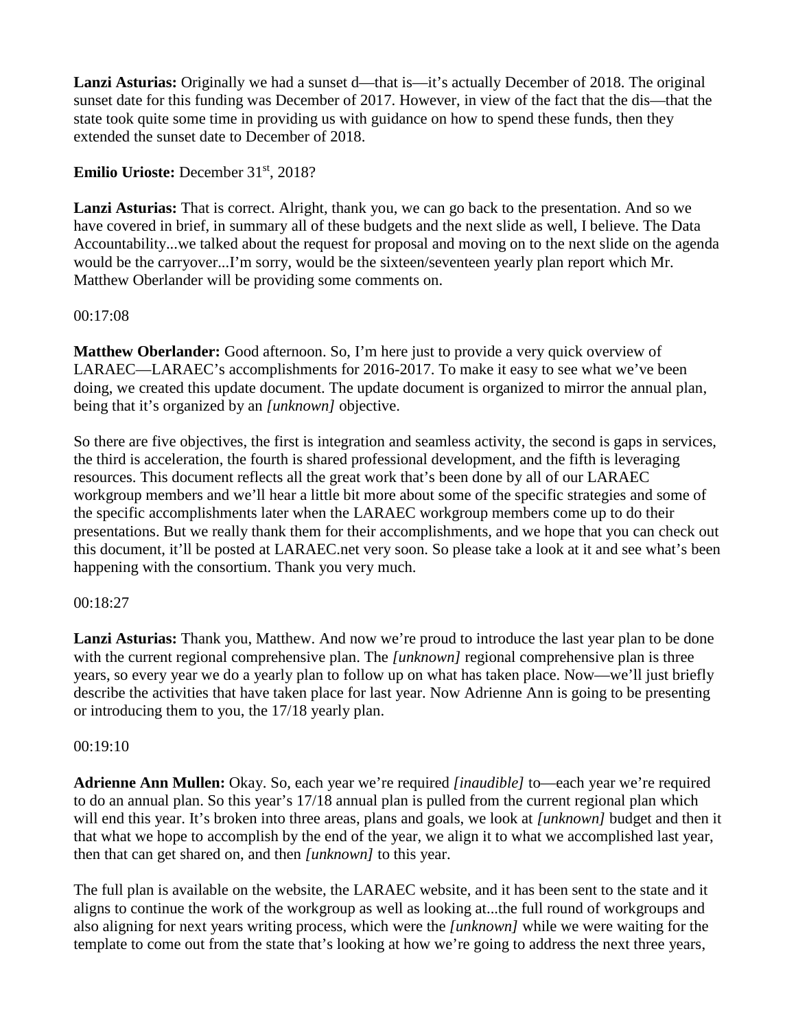**Lanzi Asturias:** Originally we had a sunset d—that is—it's actually December of 2018. The original sunset date for this funding was December of 2017. However, in view of the fact that the dis—that the state took quite some time in providing us with guidance on how to spend these funds, then they extended the sunset date to December of 2018.

**Emilio Urioste:** December 31st, 2018?

**Lanzi Asturias:** That is correct. Alright, thank you, we can go back to the presentation. And so we have covered in brief, in summary all of these budgets and the next slide as well, I believe. The Data Accountability...we talked about the request for proposal and moving on to the next slide on the agenda would be the carryover...I'm sorry, would be the sixteen/seventeen yearly plan report which Mr. Matthew Oberlander will be providing some comments on.

00:17:08

**Matthew Oberlander:** Good afternoon. So, I'm here just to provide a very quick overview of LARAEC—LARAEC's accomplishments for 2016-2017. To make it easy to see what we've been doing, we created this update document. The update document is organized to mirror the annual plan, being that it's organized by an *[unknown]* objective.

So there are five objectives, the first is integration and seamless activity, the second is gaps in services, the third is acceleration, the fourth is shared professional development, and the fifth is leveraging resources. This document reflects all the great work that's been done by all of our LARAEC workgroup members and we'll hear a little bit more about some of the specific strategies and some of the specific accomplishments later when the LARAEC workgroup members come up to do their presentations. But we really thank them for their accomplishments, and we hope that you can check out this document, it'll be posted at LARAEC.net very soon. So please take a look at it and see what's been happening with the consortium. Thank you very much.

00:18:27

**Lanzi Asturias:** Thank you, Matthew. And now we're proud to introduce the last year plan to be done with the current regional comprehensive plan. The *[unknown]* regional comprehensive plan is three years, so every year we do a yearly plan to follow up on what has taken place. Now—we'll just briefly describe the activities that have taken place for last year. Now Adrienne Ann is going to be presenting or introducing them to you, the 17/18 yearly plan.

00:19:10

**Adrienne Ann Mullen:** Okay. So, each year we're required *[inaudible]* to—each year we're required to do an annual plan. So this year's 17/18 annual plan is pulled from the current regional plan which will end this year. It's broken into three areas, plans and goals, we look at *[unknown]* budget and then it that what we hope to accomplish by the end of the year, we align it to what we accomplished last year, then that can get shared on, and then *[unknown]* to this year.

The full plan is available on the website, the LARAEC website, and it has been sent to the state and it aligns to continue the work of the workgroup as well as looking at...the full round of workgroups and also aligning for next years writing process, which were the *[unknown]* while we were waiting for the template to come out from the state that's looking at how we're going to address the next three years,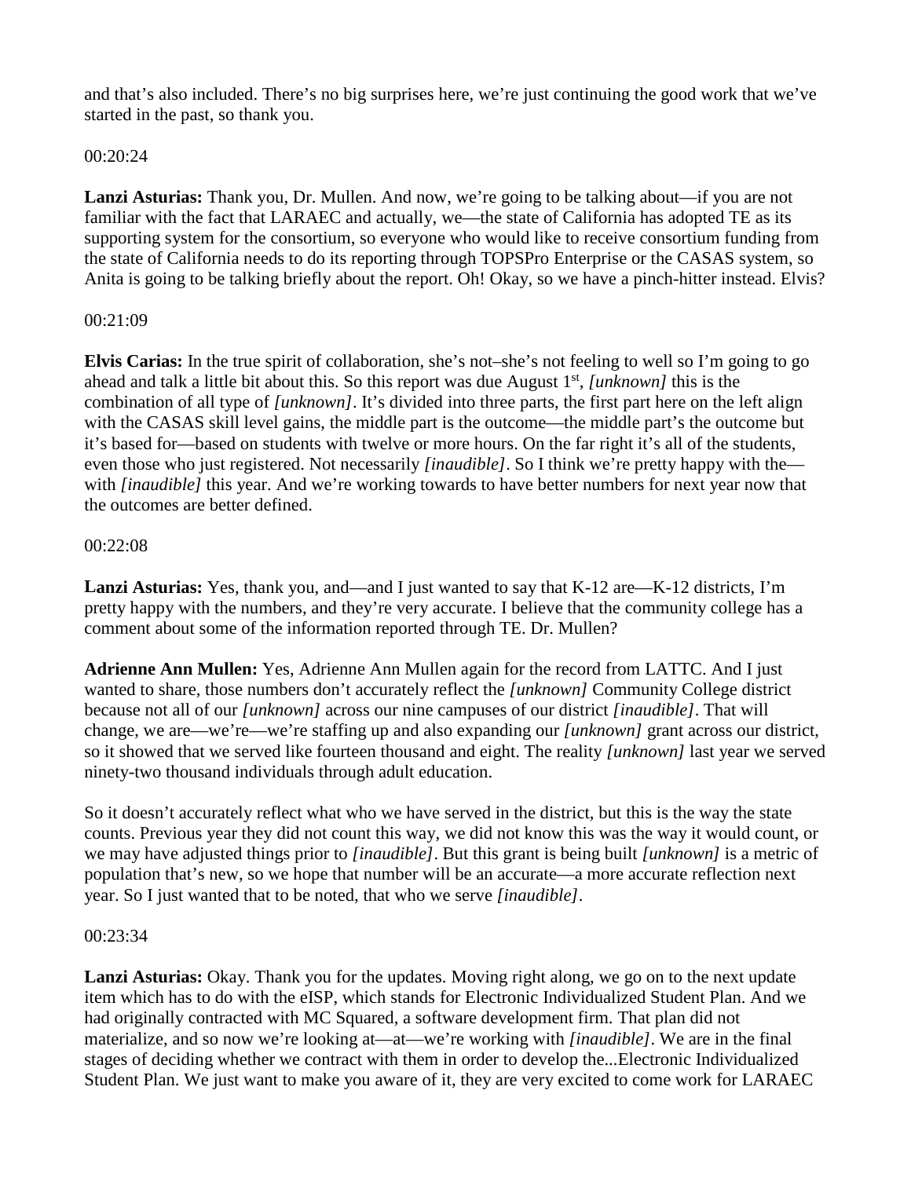and that's also included. There's no big surprises here, we're just continuing the good work that we've started in the past, so thank you.

00:20:24

**Lanzi Asturias:** Thank you, Dr. Mullen. And now, we're going to be talking about—if you are not familiar with the fact that LARAEC and actually, we—the state of California has adopted TE as its supporting system for the consortium, so everyone who would like to receive consortium funding from the state of California needs to do its reporting through TOPSPro Enterprise or the CASAS system, so Anita is going to be talking briefly about the report. Oh! Okay, so we have a pinch-hitter instead. Elvis?

00:21:09

**Elvis Carias:** In the true spirit of collaboration, she's not–she's not feeling to well so I'm going to go ahead and talk a little bit about this. So this report was due August 1st, *[unknown]* this is the combination of all type of *[unknown]*. It's divided into three parts, the first part here on the left align with the CASAS skill level gains, the middle part is the outcome—the middle part's the outcome but it's based for—based on students with twelve or more hours. On the far right it's all of the students, even those who just registered. Not necessarily *[inaudible]*. So I think we're pretty happy with the—with *[inaudible]* this year. And we're working towards to have better numbers for next year now that the outcomes are better defined.

00:22:08

**Lanzi Asturias:** Yes, thank you, and—and I just wanted to say that K-12 are—K-12 districts, I'm pretty happy with the numbers, and they're very accurate. I believe that the community college has a comment about some of the information reported through TE. Dr. Mullen?

**Adrienne Ann Mullen:** Yes, Adrienne Ann Mullen again for the record from LATTC. And I just wanted to share, those numbers don't accurately reflect the *[unknown]* Community College district because not all of our *[unknown]* across our nine campuses of our district *[inaudible]*. That will change, we are—we're—we're staffing up and also expanding our *[unknown]* grant across our district, so it showed that we served like fourteen thousand and eight. The reality *[unknown]* last year we served ninety-two thousand individuals through adult education.

So it doesn't accurately reflect what who we have served in the district, but this is the way the state counts. Previous year they did not count this way, we did not know this was the way it would count, or we may have adjusted things prior to *[inaudible]*. But this grant is being built *[unknown]* is a metric of population that's new, so we hope that number will be an accurate—a more accurate reflection next year. So I just wanted that to be noted, that who we serve *[inaudible]*.

00:23:34

**Lanzi Asturias:** Okay. Thank you for the updates. Moving right along, we go on to the next update item which has to do with the eISP, which stands for Electronic Individualized Student Plan. And we had originally contracted with MC Squared, a software development firm. That plan did not materialize, and so now we're looking at—at—we're working with *[inaudible]*. We are in the final stages of deciding whether we contract with them in order to develop the...Electronic Individualized Student Plan. We just want to make you aware of it, they are very excited to come work for LARAEC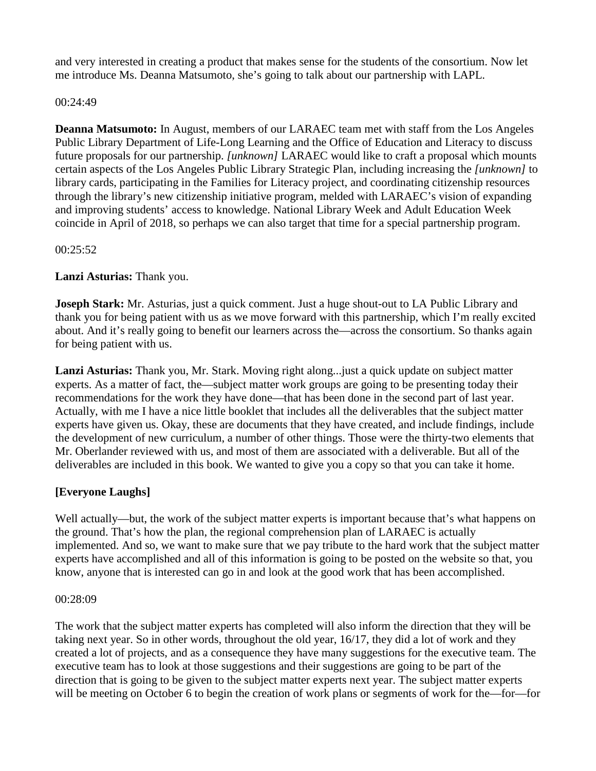and very interested in creating a product that makes sense for the students of the consortium. Now let me introduce Ms. Deanna Matsumoto, she's going to talk about our partnership with LAPL.

00:24:49

**Deanna Matsumoto:** In August, members of our LARAEC team met with staff from the Los Angeles Public Library Department of Life-Long Learning and the Office of Education and Literacy to discuss future proposals for our partnership. *[unknown]* LARAEC would like to craft a proposal which mounts certain aspects of the Los Angeles Public Library Strategic Plan, including increasing the *[unknown]* to library cards, participating in the Families for Literacy project, and coordinating citizenship resources through the library's new citizenship initiative program, melded with LARAEC's vision of expanding and improving students' access to knowledge. National Library Week and Adult Education Week coincide in April of 2018, so perhaps we can also target that time for a special partnership program.

00:25:52

**Lanzi Asturias:** Thank you.

**Joseph Stark:** Mr. Asturias, just a quick comment. Just a huge shout-out to LA Public Library and thank you for being patient with us as we move forward with this partnership, which I'm really excited about. And it's really going to benefit our learners across the—across the consortium. So thanks again for being patient with us.

**Lanzi Asturias:** Thank you, Mr. Stark. Moving right along...just a quick update on subject matter experts. As a matter of fact, the—subject matter work groups are going to be presenting today their recommendations for the work they have done—that has been done in the second part of last year. Actually, with me I have a nice little booklet that includes all the deliverables that the subject matter experts have given us. Okay, these are documents that they have created, and include findings, include the development of new curriculum, a number of other things. Those were the thirty-two elements that Mr. Oberlander reviewed with us, and most of them are associated with a deliverable. But all of the deliverables are included in this book. We wanted to give you a copy so that you can take it home.

**[Everyone Laughs]**

Well actually—but, the work of the subject matter experts is important because that's what happens on the ground. That's how the plan, the regional comprehension plan of LARAEC is actually implemented. And so, we want to make sure that we pay tribute to the hard work that the subject matter experts have accomplished and all of this information is going to be posted on the website so that, you know, anyone that is interested can go in and look at the good work that has been accomplished.

00:28:09

The work that the subject matter experts has completed will also inform the direction that they will be taking next year. So in other words, throughout the old year, 16/17, they did a lot of work and they created a lot of projects, and as a consequence they have many suggestions for the executive team. The executive team has to look at those suggestions and their suggestions are going to be part of the direction that is going to be given to the subject matter experts next year. The subject matter experts will be meeting on October 6 to begin the creation of work plans or segments of work for the—for—for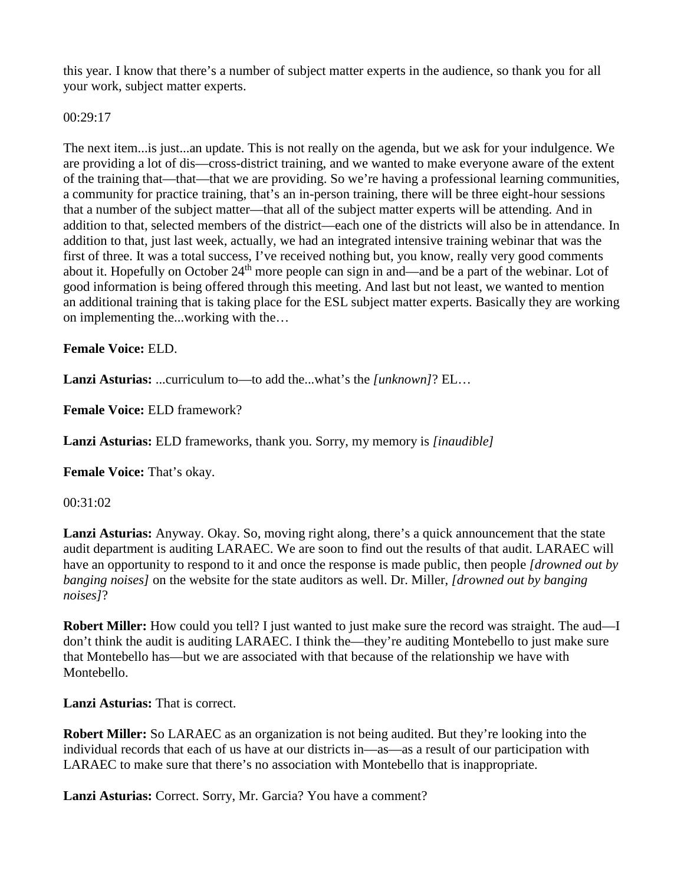this year. I know that there's a number of subject matter experts in the audience, so thank you for all your work, subject matter experts.

00:29:17

The next item...is just...an update. This is not really on the agenda, but we ask for your indulgence. We are providing a lot of dis—cross-district training, and we wanted to make everyone aware of the extent of the training that—that—that we are providing. So we're having a professional learning communities, a community for practice training, that's an in-person training, there will be three eight-hour sessions that a number of the subject matter—that all of the subject matter experts will be attending. And in addition to that, selected members of the district—each one of the districts will also be in attendance. In addition to that, just last week, actually, we had an integrated intensive training webinar that was the first of three. It was a total success, I've received nothing but, you know, really very good comments about it. Hopefully on October 24th more people can sign in and—and be a part of the webinar. Lot of good information is being offered through this meeting. And last but not least, we wanted to mention an additional training that is taking place for the ESL subject matter experts. Basically they are working on implementing the...working with the…

**Female Voice:** ELD.

**Lanzi Asturias:** ...curriculum to—to add the...what's the *[unknown]*? EL…

**Female Voice:** ELD framework?

**Lanzi Asturias:** ELD frameworks, thank you. Sorry, my memory is *[inaudible]*

**Female Voice:** That's okay.

00:31:02

**Lanzi Asturias:** Anyway. Okay. So, moving right along, there's a quick announcement that the state audit department is auditing LARAEC. We are soon to find out the results of that audit. LARAEC will have an opportunity to respond to it and once the response is made public, then people *[drowned out by banging noises]* on the website for the state auditors as well. Dr. Miller, *[drowned out by banging noises]*?

**Robert Miller:** How could you tell? I just wanted to just make sure the record was straight. The aud—I don't think the audit is auditing LARAEC. I think the—they're auditing Montebello to just make sure that Montebello has—but we are associated with that because of the relationship we have with Montebello.

**Lanzi Asturias:** That is correct.

**Robert Miller:** So LARAEC as an organization is not being audited. But they're looking into the individual records that each of us have at our districts in—as—as a result of our participation with LARAEC to make sure that there's no association with Montebello that is inappropriate.

**Lanzi Asturias:** Correct. Sorry, Mr. Garcia? You have a comment?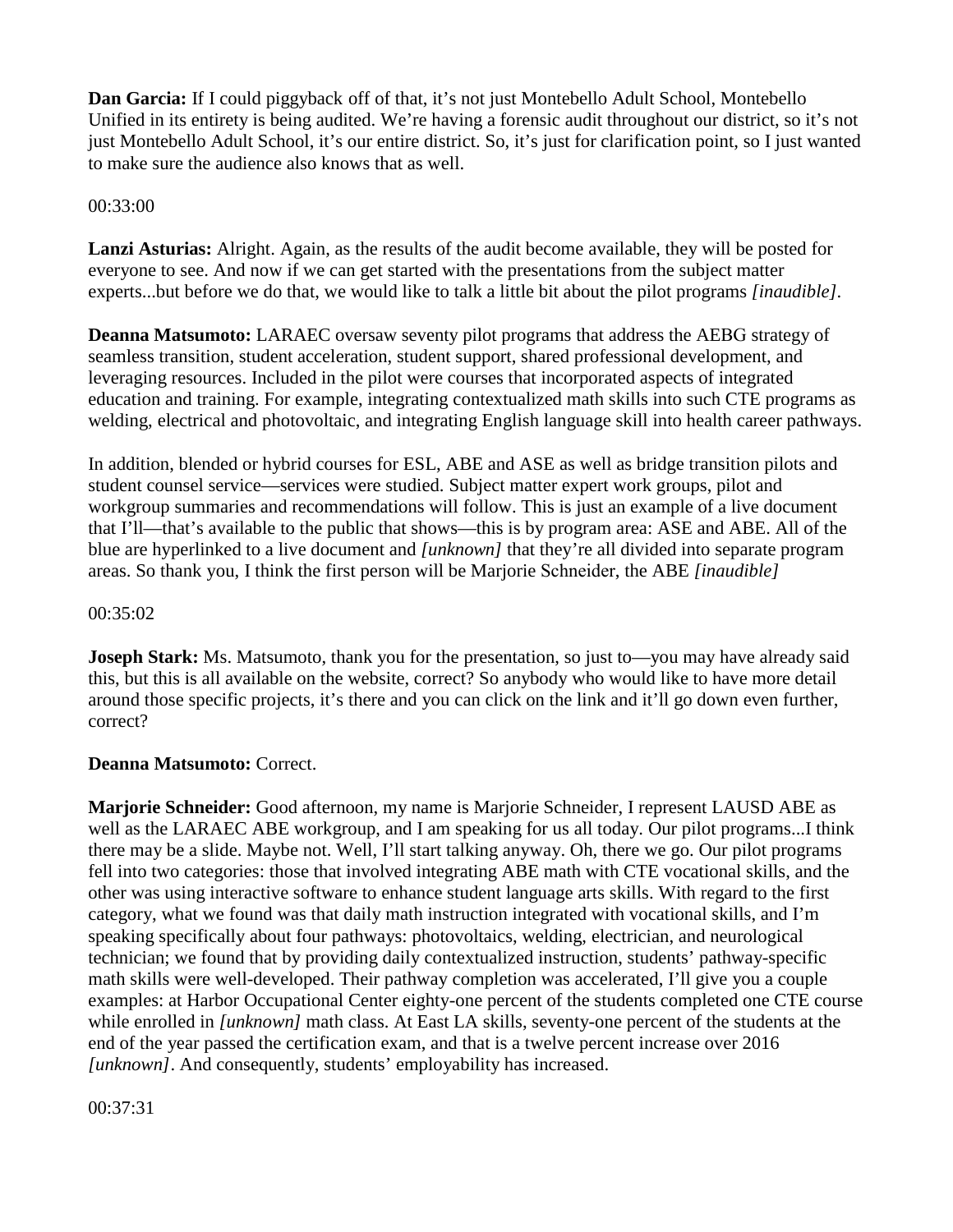**Dan Garcia:** If I could piggyback off of that, it's not just Montebello Adult School, Montebello Unified in its entirety is being audited. We're having a forensic audit throughout our district, so it's not just Montebello Adult School, it's our entire district. So, it's just for clarification point, so I just wanted to make sure the audience also knows that as well.

00:33:00

**Lanzi Asturias:** Alright. Again, as the results of the audit become available, they will be posted for everyone to see. And now if we can get started with the presentations from the subject matter experts...but before we do that, we would like to talk a little bit about the pilot programs *[inaudible]*.

**Deanna Matsumoto:** LARAEC oversaw seventy pilot programs that address the AEBG strategy of seamless transition, student acceleration, student support, shared professional development, and leveraging resources. Included in the pilot were courses that incorporated aspects of integrated education and training. For example, integrating contextualized math skills into such CTE programs as welding, electrical and photovoltaic, and integrating English language skill into health career pathways.

In addition, blended or hybrid courses for ESL, ABE and ASE as well as bridge transition pilots and student counsel service—services were studied. Subject matter expert work groups, pilot and workgroup summaries and recommendations will follow. This is just an example of a live document that I'll—that's available to the public that shows—this is by program area: ASE and ABE. All of the blue are hyperlinked to a live document and *[unknown]* that they're all divided into separate program areas. So thank you, I think the first person will be Marjorie Schneider, the ABE *[inaudible]*

00:35:02

**Joseph Stark:** Ms. Matsumoto, thank you for the presentation, so just to—you may have already said this, but this is all available on the website, correct? So anybody who would like to have more detail around those specific projects, it's there and you can click on the link and it'll go down even further, correct?

**Deanna Matsumoto:** Correct.

**Marjorie Schneider:** Good afternoon, my name is Marjorie Schneider, I represent LAUSD ABE as well as the LARAEC ABE workgroup, and I am speaking for us all today. Our pilot programs...I think there may be a slide. Maybe not. Well, I'll start talking anyway. Oh, there we go. Our pilot programs fell into two categories: those that involved integrating ABE math with CTE vocational skills, and the other was using interactive software to enhance student language arts skills. With regard to the first category, what we found was that daily math instruction integrated with vocational skills, and I'm speaking specifically about four pathways: photovoltaics, welding, electrician, and neurological technician; we found that by providing daily contextualized instruction, students' pathway-specific math skills were well-developed. Their pathway completion was accelerated, I'll give you a couple examples: at Harbor Occupational Center eighty-one percent of the students completed one CTE course while enrolled in *[unknown]* math class. At East LA skills, seventy-one percent of the students at the end of the year passed the certification exam, and that is a twelve percent increase over 2016 *[unknown]*. And consequently, students' employability has increased.

00:37:31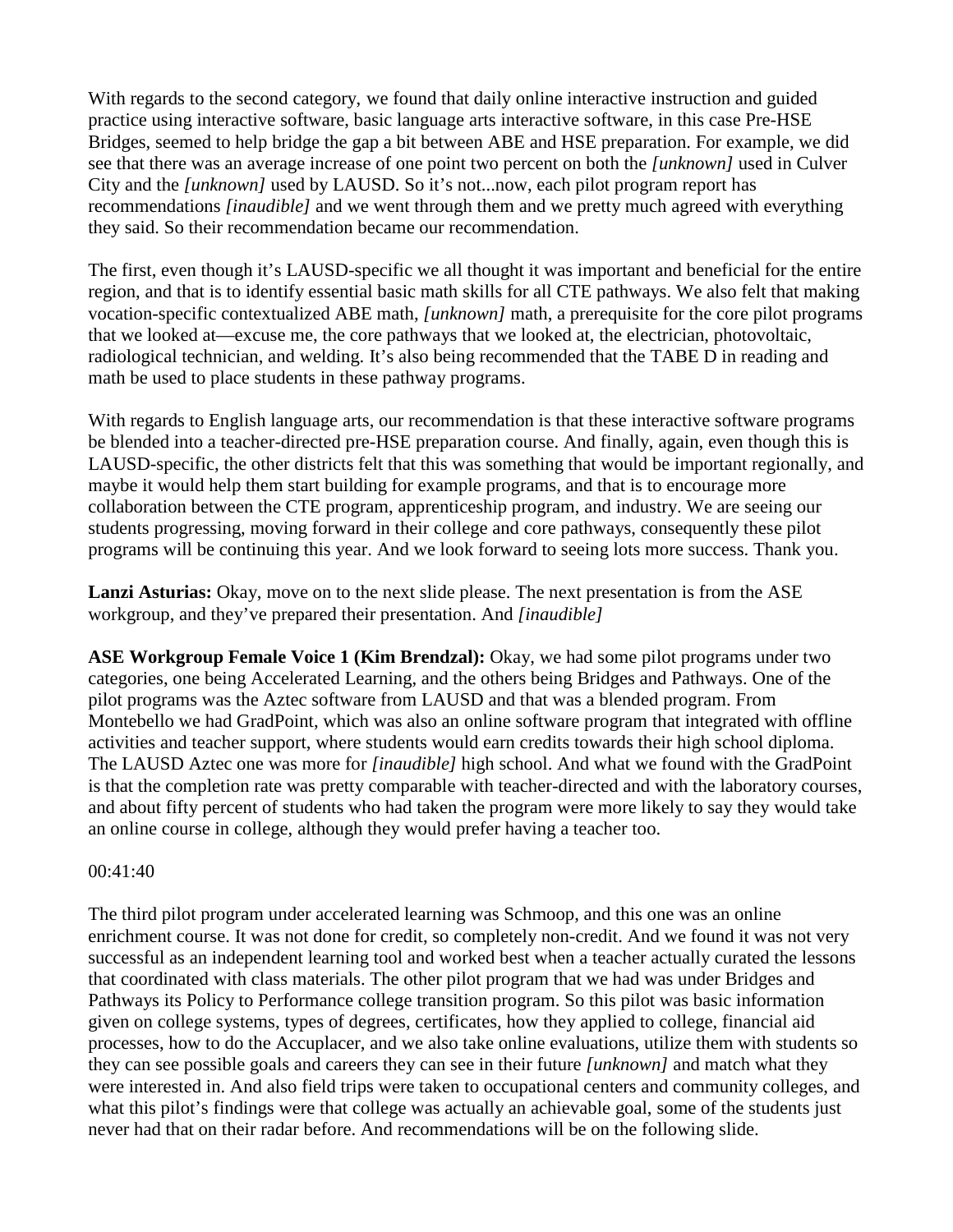With regards to the second category, we found that daily online interactive instruction and guided practice using interactive software, basic language arts interactive software, in this case Pre-HSE Bridges, seemed to help bridge the gap a bit between ABE and HSE preparation. For example, we did see that there was an average increase of one point two percent on both the *[unknown]* used in Culver City and the *[unknown]* used by LAUSD. So it's not...now, each pilot program report has recommendations *[inaudible]* and we went through them and we pretty much agreed with everything they said. So their recommendation became our recommendation.

The first, even though it's LAUSD-specific we all thought it was important and beneficial for the entire region, and that is to identify essential basic math skills for all CTE pathways. We also felt that making vocation-specific contextualized ABE math, *[unknown]* math, a prerequisite for the core pilot programs that we looked at—excuse me, the core pathways that we looked at, the electrician, photovoltaic, radiological technician, and welding. It's also being recommended that the TABE D in reading and math be used to place students in these pathway programs.

With regards to English language arts, our recommendation is that these interactive software programs be blended into a teacher-directed pre-HSE preparation course. And finally, again, even though this is LAUSD-specific, the other districts felt that this was something that would be important regionally, and maybe it would help them start building for example programs, and that is to encourage more collaboration between the CTE program, apprenticeship program, and industry. We are seeing our students progressing, moving forward in their college and core pathways, consequently these pilot programs will be continuing this year. And we look forward to seeing lots more success. Thank you.

**Lanzi Asturias:** Okay, move on to the next slide please. The next presentation is from the ASE workgroup, and they've prepared their presentation. And *[inaudible]*

**ASE Workgroup Female Voice 1 (Kim Brendzal):** Okay, we had some pilot programs under two categories, one being Accelerated Learning, and the others being Bridges and Pathways. One of the pilot programs was the Aztec software from LAUSD and that was a blended program. From Montebello we had GradPoint, which was also an online software program that integrated with offline activities and teacher support, where students would earn credits towards their high school diploma. The LAUSD Aztec one was more for *[inaudible]* high school. And what we found with the GradPoint is that the completion rate was pretty comparable with teacher-directed and with the laboratory courses, and about fifty percent of students who had taken the program were more likely to say they would take an online course in college, although they would prefer having a teacher too.

00:41:40

The third pilot program under accelerated learning was Schmoop, and this one was an online enrichment course. It was not done for credit, so completely non-credit. And we found it was not very successful as an independent learning tool and worked best when a teacher actually curated the lessons that coordinated with class materials. The other pilot program that we had was under Bridges and Pathways its Policy to Performance college transition program. So this pilot was basic information given on college systems, types of degrees, certificates, how they applied to college, financial aid processes, how to do the Accuplacer, and we also take online evaluations, utilize them with students so they can see possible goals and careers they can see in their future *[unknown]* and match what they were interested in. And also field trips were taken to occupational centers and community colleges, and what this pilot's findings were that college was actually an achievable goal, some of the students just never had that on their radar before. And recommendations will be on the following slide.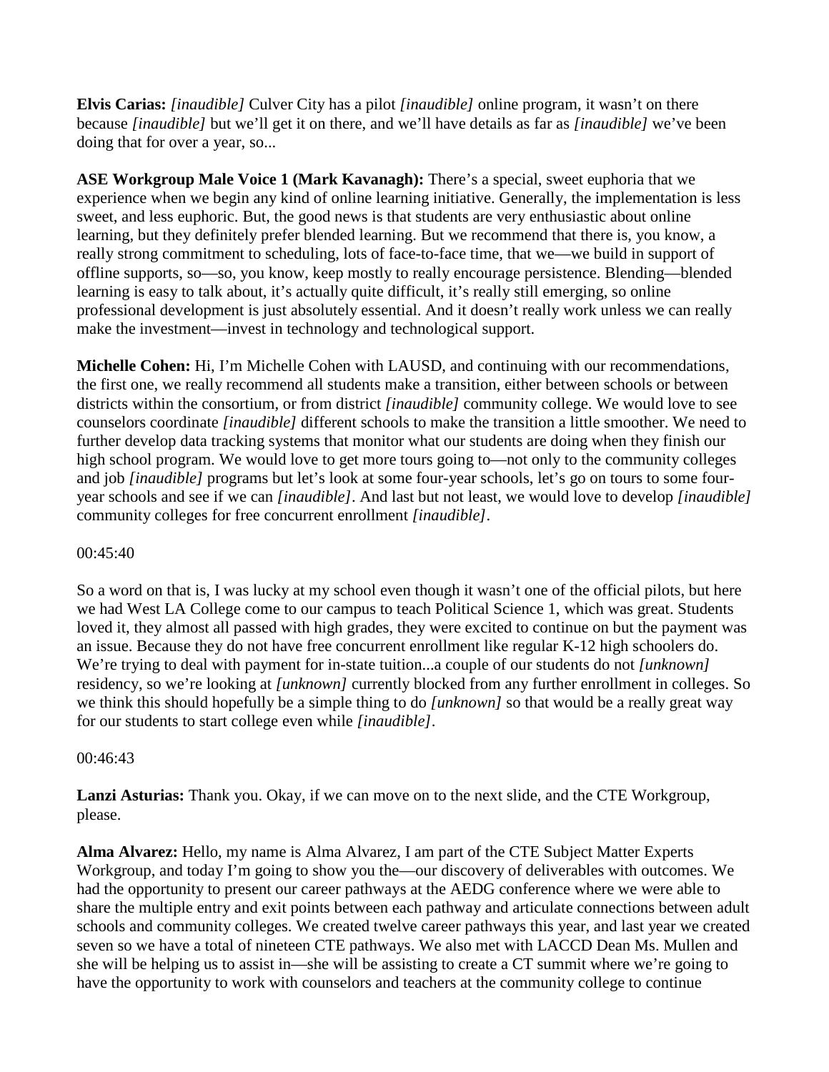**Elvis Carias:** *[inaudible]* Culver City has a pilot *[inaudible]* online program, it wasn't on there because *[inaudible]* but we'll get it on there, and we'll have details as far as *[inaudible]* we've been doing that for over a year, so...

**ASE Workgroup Male Voice 1 (Mark Kavanagh):** There's a special, sweet euphoria that we experience when we begin any kind of online learning initiative. Generally, the implementation is less sweet, and less euphoric. But, the good news is that students are very enthusiastic about online learning, but they definitely prefer blended learning. But we recommend that there is, you know, a really strong commitment to scheduling, lots of face-to-face time, that we—we build in support of offline supports, so—so, you know, keep mostly to really encourage persistence. Blending—blended learning is easy to talk about, it's actually quite difficult, it's really still emerging, so online professional development is just absolutely essential. And it doesn't really work unless we can really make the investment—invest in technology and technological support.

**Michelle Cohen:** Hi, I'm Michelle Cohen with LAUSD, and continuing with our recommendations, the first one, we really recommend all students make a transition, either between schools or between districts within the consortium, or from district *[inaudible]* community college. We would love to see counselors coordinate *[inaudible]* different schools to make the transition a little smoother. We need to further develop data tracking systems that monitor what our students are doing when they finish our high school program. We would love to get more tours going to—not only to the community colleges and job *[inaudible]* programs but let's look at some four-year schools, let's go on tours to some four-year schools and see if we can *[inaudible]*. And last but not least, we would love to develop *[inaudible]* community colleges for free concurrent enrollment *[inaudible]*.

00:45:40

So a word on that is, I was lucky at my school even though it wasn't one of the official pilots, but here we had West LA College come to our campus to teach Political Science 1, which was great. Students loved it, they almost all passed with high grades, they were excited to continue on but the payment was an issue. Because they do not have free concurrent enrollment like regular K-12 high schoolers do. We're trying to deal with payment for in-state tuition...a couple of our students do not *[unknown]* residency, so we're looking at *[unknown]* currently blocked from any further enrollment in colleges. So we think this should hopefully be a simple thing to do *[unknown]* so that would be a really great way for our students to start college even while *[inaudible]*.

00:46:43

**Lanzi Asturias:** Thank you. Okay, if we can move on to the next slide, and the CTE Workgroup, please.

**Alma Alvarez:** Hello, my name is Alma Alvarez, I am part of the CTE Subject Matter Experts Workgroup, and today I'm going to show you the—our discovery of deliverables with outcomes. We had the opportunity to present our career pathways at the AEDG conference where we were able to share the multiple entry and exit points between each pathway and articulate connections between adult schools and community colleges. We created twelve career pathways this year, and last year we created seven so we have a total of nineteen CTE pathways. We also met with LACCD Dean Ms. Mullen and she will be helping us to assist in—she will be assisting to create a CT summit where we're going to have the opportunity to work with counselors and teachers at the community college to continue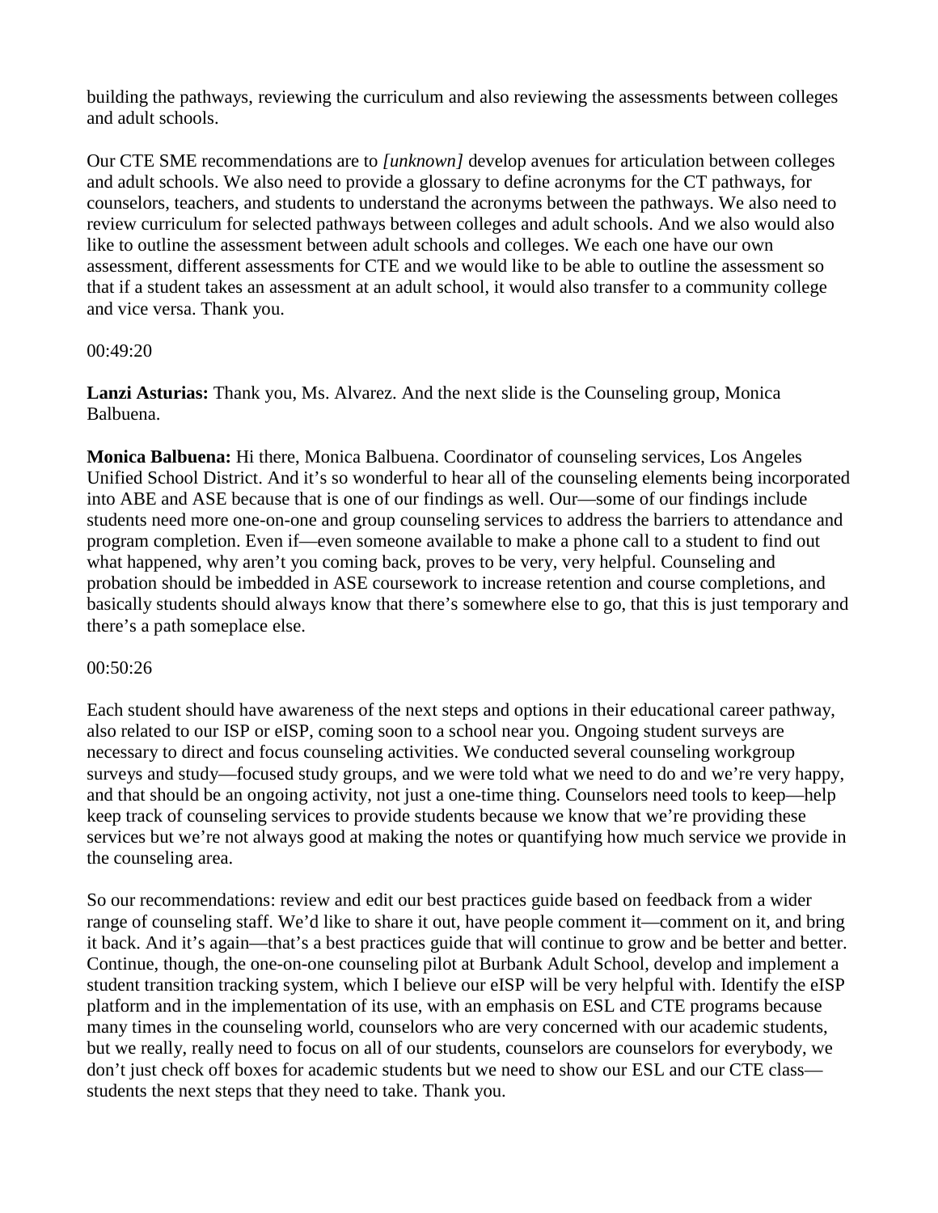building the pathways, reviewing the curriculum and also reviewing the assessments between colleges and adult schools.

Our CTE SME recommendations are to *[unknown]* develop avenues for articulation between colleges and adult schools. We also need to provide a glossary to define acronyms for the CT pathways, for counselors, teachers, and students to understand the acronyms between the pathways. We also need to review curriculum for selected pathways between colleges and adult schools. And we also would also like to outline the assessment between adult schools and colleges. We each one have our own assessment, different assessments for CTE and we would like to be able to outline the assessment so that if a student takes an assessment at an adult school, it would also transfer to a community college and vice versa. Thank you.

00:49:20

**Lanzi Asturias:** Thank you, Ms. Alvarez. And the next slide is the Counseling group, Monica Balbuena.

**Monica Balbuena:** Hi there, Monica Balbuena. Coordinator of counseling services, Los Angeles Unified School District. And it's so wonderful to hear all of the counseling elements being incorporated into ABE and ASE because that is one of our findings as well. Our—some of our findings include students need more one-on-one and group counseling services to address the barriers to attendance and program completion. Even if—even someone available to make a phone call to a student to find out what happened, why aren't you coming back, proves to be very, very helpful. Counseling and probation should be imbedded in ASE coursework to increase retention and course completions, and basically students should always know that there's somewhere else to go, that this is just temporary and there's a path someplace else.

00:50:26

Each student should have awareness of the next steps and options in their educational career pathway, also related to our ISP or eISP, coming soon to a school near you. Ongoing student surveys are necessary to direct and focus counseling activities. We conducted several counseling workgroup surveys and study—focused study groups, and we were told what we need to do and we're very happy, and that should be an ongoing activity, not just a one-time thing. Counselors need tools to keep—help keep track of counseling services to provide students because we know that we're providing these services but we're not always good at making the notes or quantifying how much service we provide in the counseling area.

So our recommendations: review and edit our best practices guide based on feedback from a wider range of counseling staff. We'd like to share it out, have people comment it—comment on it, and bring it back. And it's again—that's a best practices guide that will continue to grow and be better and better. Continue, though, the one-on-one counseling pilot at Burbank Adult School, develop and implement a student transition tracking system, which I believe our eISP will be very helpful with. Identify the eISP platform and in the implementation of its use, with an emphasis on ESL and CTE programs because many times in the counseling world, counselors who are very concerned with our academic students, but we really, really need to focus on all of our students, counselors are counselors for everybody, we don't just check off boxes for academic students but we need to show our ESL and our CTE class—students the next steps that they need to take. Thank you.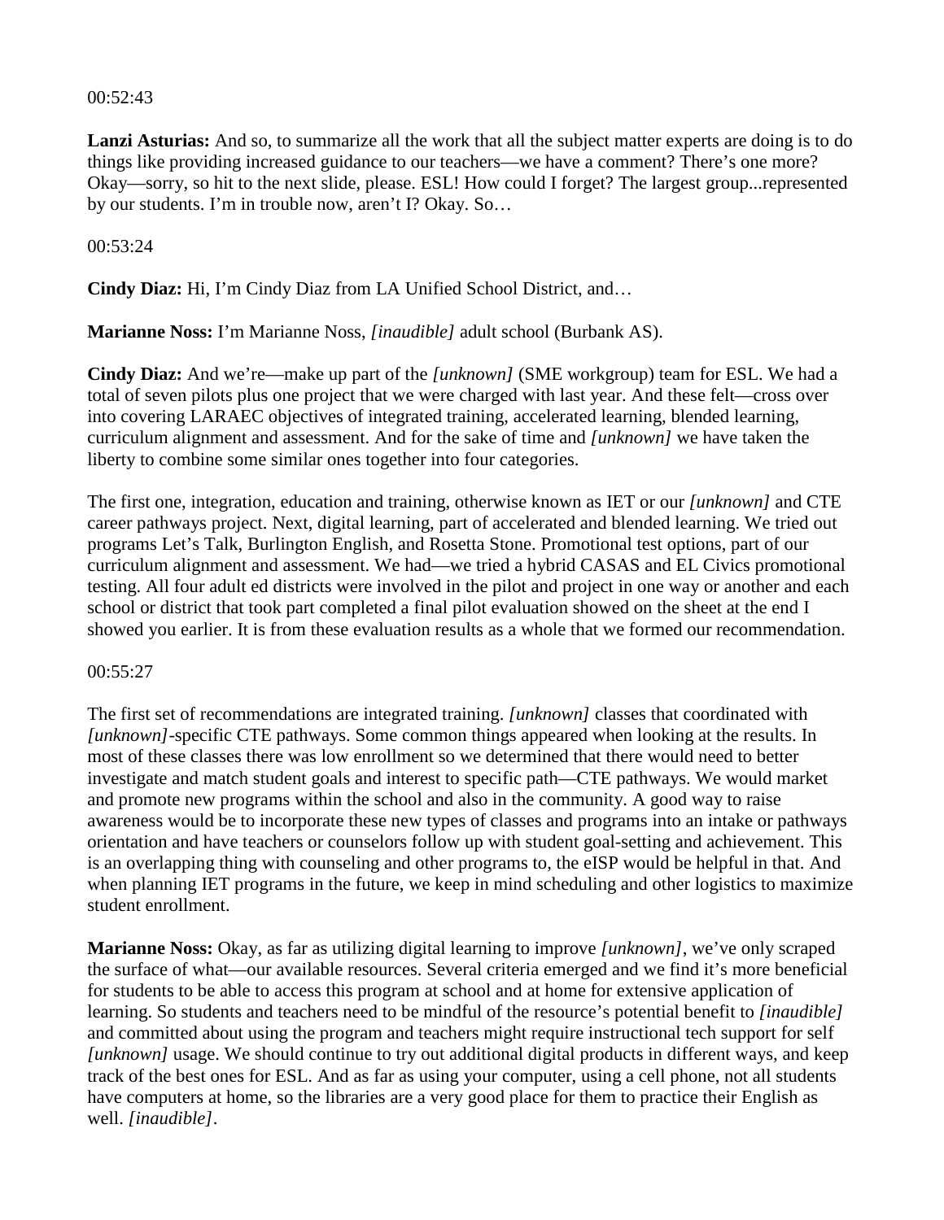00:52:43

**Lanzi Asturias:** And so, to summarize all the work that all the subject matter experts are doing is to do things like providing increased guidance to our teachers—we have a comment? There's one more? Okay—sorry, so hit to the next slide, please. ESL! How could I forget? The largest group...represented by our students. I'm in trouble now, aren't I? Okay. So…

00:53:24

**Cindy Diaz:** Hi, I'm Cindy Diaz from LA Unified School District, and…

**Marianne Noss:** I'm Marianne Noss, *[inaudible]* adult school (Burbank AS).

**Cindy Diaz:** And we're—make up part of the *[unknown]* (SME workgroup) team for ESL. We had a total of seven pilots plus one project that we were charged with last year. And these felt—cross over into covering LARAEC objectives of integrated training, accelerated learning, blended learning, curriculum alignment and assessment. And for the sake of time and *[unknown]* we have taken the liberty to combine some similar ones together into four categories.

The first one, integration, education and training, otherwise known as IET or our *[unknown]* and CTE career pathways project. Next, digital learning, part of accelerated and blended learning. We tried out programs Let's Talk, Burlington English, and Rosetta Stone. Promotional test options, part of our curriculum alignment and assessment. We had—we tried a hybrid CASAS and EL Civics promotional testing. All four adult ed districts were involved in the pilot and project in one way or another and each school or district that took part completed a final pilot evaluation showed on the sheet at the end I showed you earlier. It is from these evaluation results as a whole that we formed our recommendation.

00:55:27

The first set of recommendations are integrated training. *[unknown]* classes that coordinated with *[unknown]*-specific CTE pathways. Some common things appeared when looking at the results. In most of these classes there was low enrollment so we determined that there would need to better investigate and match student goals and interest to specific path—CTE pathways. We would market and promote new programs within the school and also in the community. A good way to raise awareness would be to incorporate these new types of classes and programs into an intake or pathways orientation and have teachers or counselors follow up with student goal-setting and achievement. This is an overlapping thing with counseling and other programs to, the eISP would be helpful in that. And when planning IET programs in the future, we keep in mind scheduling and other logistics to maximize student enrollment.

**Marianne Noss:** Okay, as far as utilizing digital learning to improve *[unknown]*, we've only scraped the surface of what—our available resources. Several criteria emerged and we find it's more beneficial for students to be able to access this program at school and at home for extensive application of learning. So students and teachers need to be mindful of the resource's potential benefit to *[inaudible]* and committed about using the program and teachers might require instructional tech support for self *[unknown]* usage. We should continue to try out additional digital products in different ways, and keep track of the best ones for ESL. And as far as using your computer, using a cell phone, not all students have computers at home, so the libraries are a very good place for them to practice their English as well. *[inaudible]*.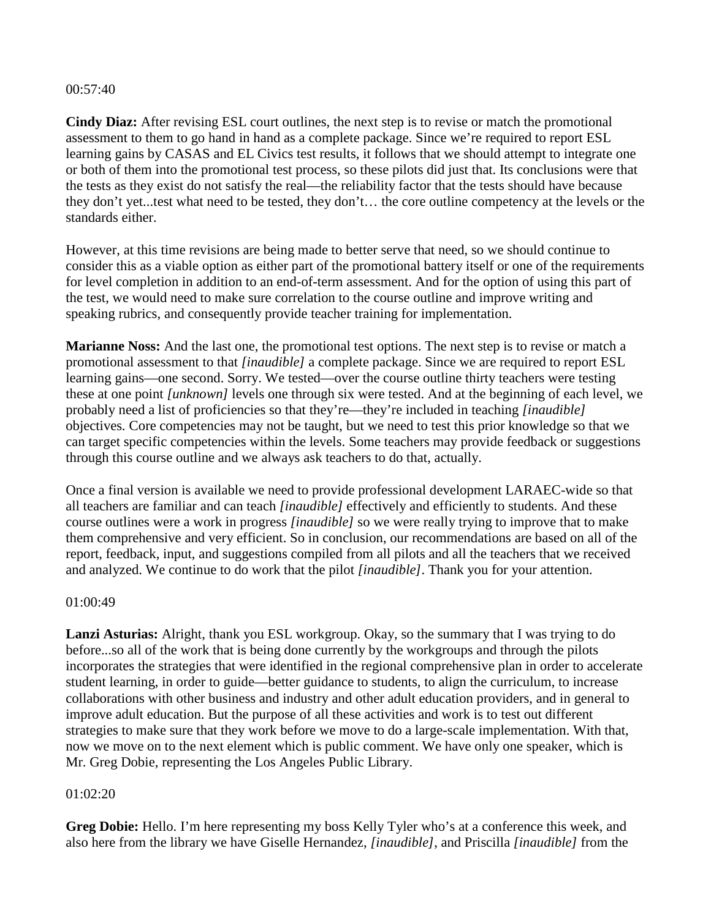00:57:40

**Cindy Diaz:** After revising ESL court outlines, the next step is to revise or match the promotional assessment to them to go hand in hand as a complete package. Since we're required to report ESL learning gains by CASAS and EL Civics test results, it follows that we should attempt to integrate one or both of them into the promotional test process, so these pilots did just that. Its conclusions were that the tests as they exist do not satisfy the real—the reliability factor that the tests should have because they don't yet...test what need to be tested, they don't… the core outline competency at the levels or the standards either.

However, at this time revisions are being made to better serve that need, so we should continue to consider this as a viable option as either part of the promotional battery itself or one of the requirements for level completion in addition to an end-of-term assessment. And for the option of using this part of the test, we would need to make sure correlation to the course outline and improve writing and speaking rubrics, and consequently provide teacher training for implementation.

**Marianne Noss:** And the last one, the promotional test options. The next step is to revise or match a promotional assessment to that *[inaudible]* a complete package. Since we are required to report ESL learning gains—one second. Sorry. We tested—over the course outline thirty teachers were testing these at one point *[unknown]* levels one through six were tested. And at the beginning of each level, we probably need a list of proficiencies so that they're—they're included in teaching *[inaudible]* objectives. Core competencies may not be taught, but we need to test this prior knowledge so that we can target specific competencies within the levels. Some teachers may provide feedback or suggestions through this course outline and we always ask teachers to do that, actually.

Once a final version is available we need to provide professional development LARAEC-wide so that all teachers are familiar and can teach *[inaudible]* effectively and efficiently to students. And these course outlines were a work in progress *[inaudible]* so we were really trying to improve that to make them comprehensive and very efficient. So in conclusion, our recommendations are based on all of the report, feedback, input, and suggestions compiled from all pilots and all the teachers that we received and analyzed. We continue to do work that the pilot *[inaudible]*. Thank you for your attention.

01:00:49

**Lanzi Asturias:** Alright, thank you ESL workgroup. Okay, so the summary that I was trying to do before...so all of the work that is being done currently by the workgroups and through the pilots incorporates the strategies that were identified in the regional comprehensive plan in order to accelerate student learning, in order to guide—better guidance to students, to align the curriculum, to increase collaborations with other business and industry and other adult education providers, and in general to improve adult education. But the purpose of all these activities and work is to test out different strategies to make sure that they work before we move to do a large-scale implementation. With that, now we move on to the next element which is public comment. We have only one speaker, which is Mr. Greg Dobie, representing the Los Angeles Public Library.

01:02:20

**Greg Dobie:** Hello. I'm here representing my boss Kelly Tyler who's at a conference this week, and also here from the library we have Giselle Hernandez, *[inaudible]*, and Priscilla *[inaudible]* from the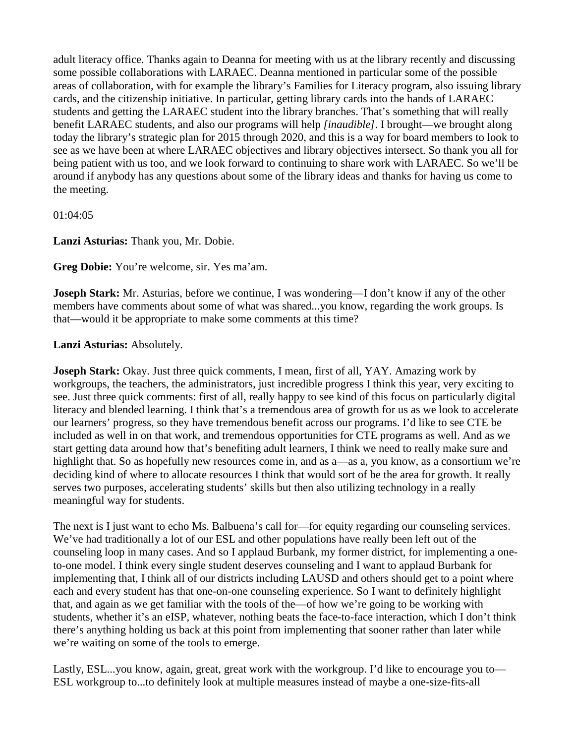adult literacy office. Thanks again to Deanna for meeting with us at the library recently and discussing some possible collaborations with LARAEC. Deanna mentioned in particular some of the possible areas of collaboration, with for example the library's Families for Literacy program, also issuing library cards, and the citizenship initiative. In particular, getting library cards into the hands of LARAEC students and getting the LARAEC student into the library branches. That's something that will really benefit LARAEC students, and also our programs will help *[inaudible]*. I brought—we brought along today the library's strategic plan for 2015 through 2020, and this is a way for board members to look to see as we have been at where LARAEC objectives and library objectives intersect. So thank you all for being patient with us too, and we look forward to continuing to share work with LARAEC. So we'll be around if anybody has any questions about some of the library ideas and thanks for having us come to the meeting.

01:04:05

**Lanzi Asturias:** Thank you, Mr. Dobie.

**Greg Dobie:** You're welcome, sir. Yes ma'am.

**Joseph Stark:** Mr. Asturias, before we continue, I was wondering—I don't know if any of the other members have comments about some of what was shared...you know, regarding the work groups. Is that—would it be appropriate to make some comments at this time?

**Lanzi Asturias:** Absolutely.

**Joseph Stark:** Okay. Just three quick comments, I mean, first of all, YAY. Amazing work by workgroups, the teachers, the administrators, just incredible progress I think this year, very exciting to see. Just three quick comments: first of all, really happy to see kind of this focus on particularly digital literacy and blended learning. I think that's a tremendous area of growth for us as we look to accelerate our learners' progress, so they have tremendous benefit across our programs. I'd like to see CTE be included as well in on that work, and tremendous opportunities for CTE programs as well. And as we start getting data around how that's benefiting adult learners, I think we need to really make sure and highlight that. So as hopefully new resources come in, and as a—as a, you know, as a consortium we're deciding kind of where to allocate resources I think that would sort of be the area for growth. It really serves two purposes, accelerating students' skills but then also utilizing technology in a really meaningful way for students.

The next is I just want to echo Ms. Balbuena's call for—for equity regarding our counseling services. We've had traditionally a lot of our ESL and other populations have really been left out of the counseling loop in many cases. And so I applaud Burbank, my former district, for implementing a one-to-one model. I think every single student deserves counseling and I want to applaud Burbank for implementing that, I think all of our districts including LAUSD and others should get to a point where each and every student has that one-on-one counseling experience. So I want to definitely highlight that, and again as we get familiar with the tools of the—of how we're going to be working with students, whether it's an eISP, whatever, nothing beats the face-to-face interaction, which I don't think there's anything holding us back at this point from implementing that sooner rather than later while we're waiting on some of the tools to emerge.

Lastly, ESL...you know, again, great, great work with the workgroup. I'd like to encourage you to—ESL workgroup to...to definitely look at multiple measures instead of maybe a one-size-fits-all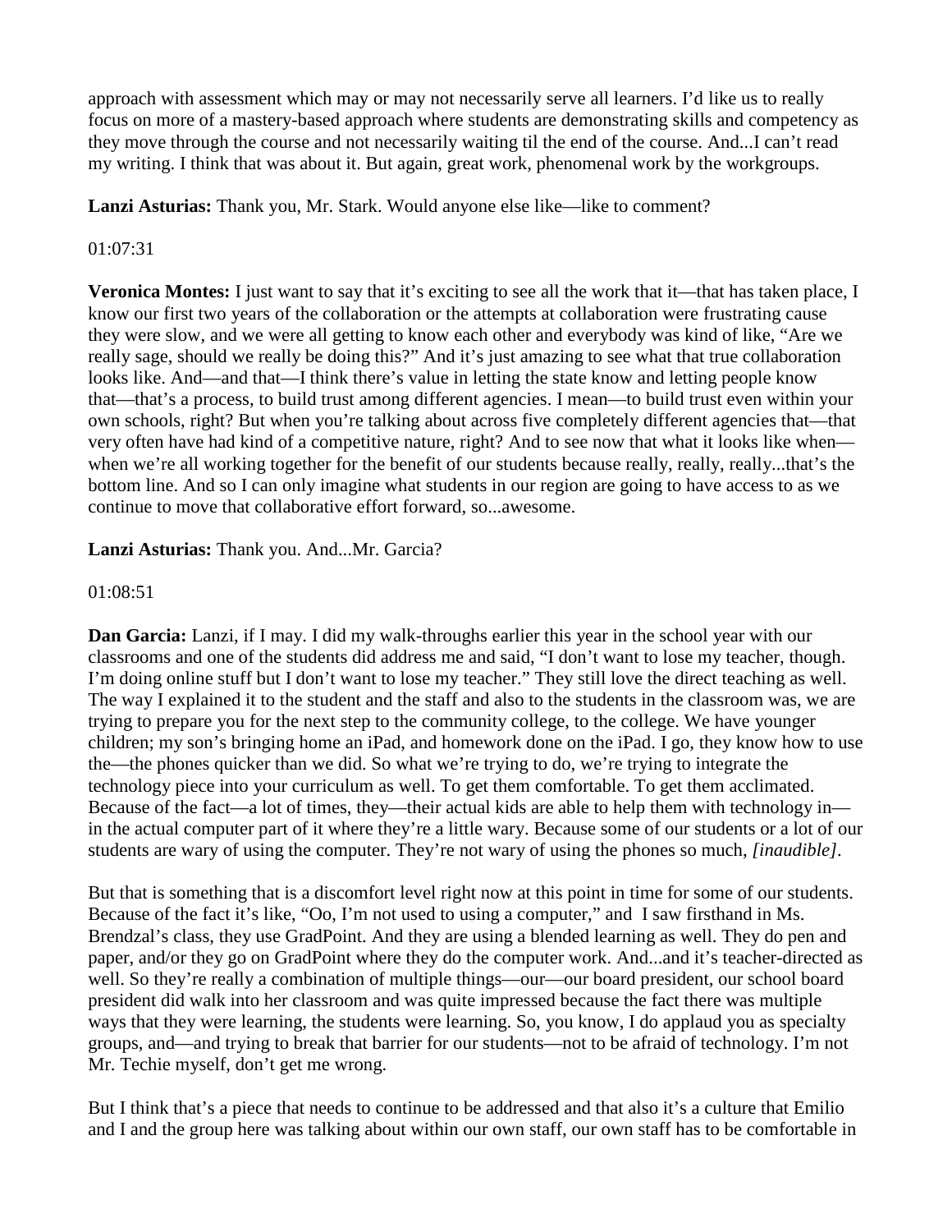approach with assessment which may or may not necessarily serve all learners. I'd like us to really focus on more of a mastery-based approach where students are demonstrating skills and competency as they move through the course and not necessarily waiting til the end of the course. And...I can't read my writing. I think that was about it. But again, great work, phenomenal work by the workgroups.

**Lanzi Asturias:** Thank you, Mr. Stark. Would anyone else like—like to comment?

01:07:31

**Veronica Montes:** I just want to say that it's exciting to see all the work that it—that has taken place, I know our first two years of the collaboration or the attempts at collaboration were frustrating cause they were slow, and we were all getting to know each other and everybody was kind of like, "Are we really sage, should we really be doing this?" And it's just amazing to see what that true collaboration looks like. And—and that—I think there's value in letting the state know and letting people know that—that's a process, to build trust among different agencies. I mean—to build trust even within your own schools, right? But when you're talking about across five completely different agencies that—that very often have had kind of a competitive nature, right? And to see now that what it looks like when—when we're all working together for the benefit of our students because really, really, really...that's the bottom line. And so I can only imagine what students in our region are going to have access to as we continue to move that collaborative effort forward, so...awesome.

**Lanzi Asturias:** Thank you. And...Mr. Garcia?

01:08:51

**Dan Garcia:** Lanzi, if I may. I did my walk-throughs earlier this year in the school year with our classrooms and one of the students did address me and said, "I don't want to lose my teacher, though. I'm doing online stuff but I don't want to lose my teacher." They still love the direct teaching as well. The way I explained it to the student and the staff and also to the students in the classroom was, we are trying to prepare you for the next step to the community college, to the college. We have younger children; my son's bringing home an iPad, and homework done on the iPad. I go, they know how to use the—the phones quicker than we did. So what we're trying to do, we're trying to integrate the technology piece into your curriculum as well. To get them comfortable. To get them acclimated. Because of the fact—a lot of times, they—their actual kids are able to help them with technology in—in the actual computer part of it where they're a little wary. Because some of our students or a lot of our students are wary of using the computer. They're not wary of using the phones so much, *[inaudible]*.

But that is something that is a discomfort level right now at this point in time for some of our students. Because of the fact it's like, "Oo, I'm not used to using a computer," and I saw firsthand in Ms. Brendzal's class, they use GradPoint. And they are using a blended learning as well. They do pen and paper, and/or they go on GradPoint where they do the computer work. And...and it's teacher-directed as well. So they're really a combination of multiple things—our—our board president, our school board president did walk into her classroom and was quite impressed because the fact there was multiple ways that they were learning, the students were learning. So, you know, I do applaud you as specialty groups, and—and trying to break that barrier for our students—not to be afraid of technology. I'm not Mr. Techie myself, don't get me wrong.

But I think that's a piece that needs to continue to be addressed and that also it's a culture that Emilio and I and the group here was talking about within our own staff, our own staff has to be comfortable in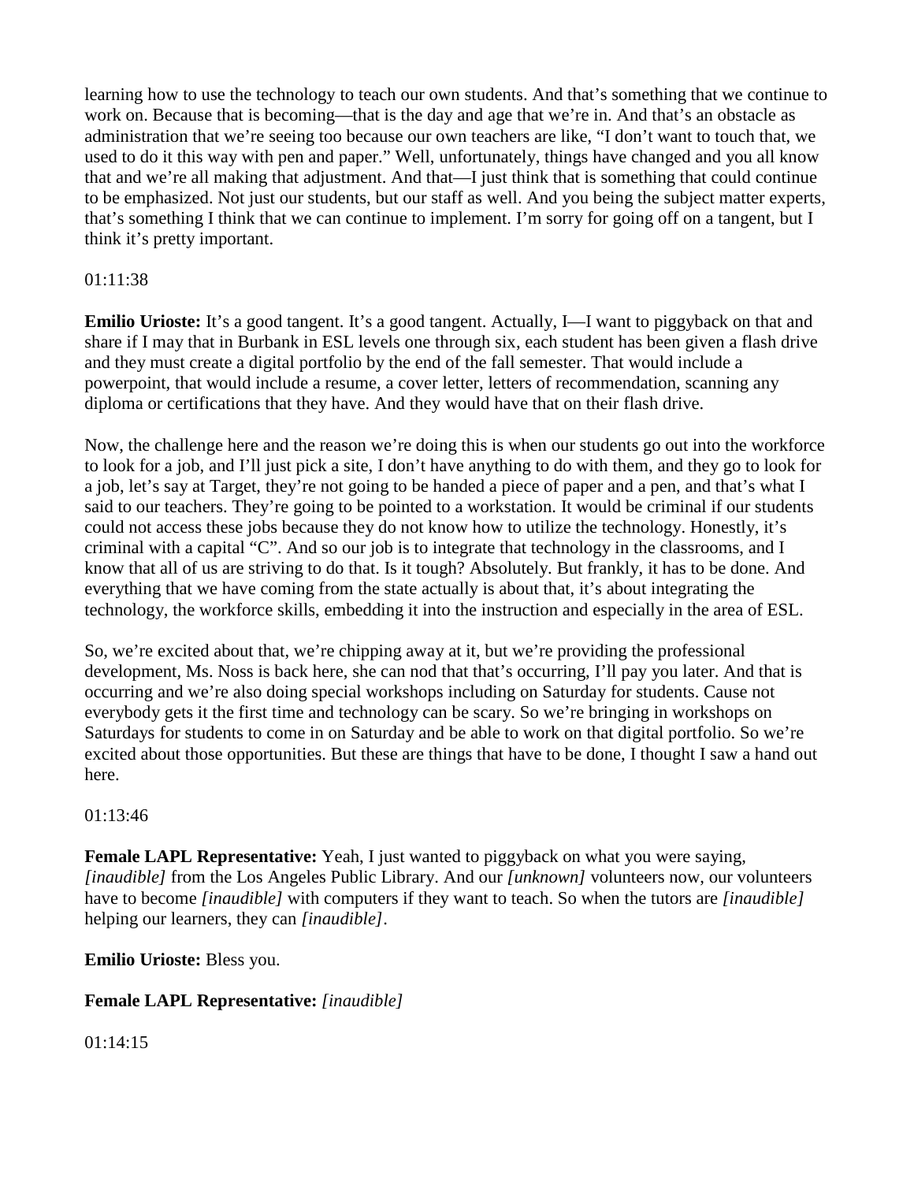learning how to use the technology to teach our own students. And that's something that we continue to work on. Because that is becoming—that is the day and age that we're in. And that's an obstacle as administration that we're seeing too because our own teachers are like, "I don't want to touch that, we used to do it this way with pen and paper." Well, unfortunately, things have changed and you all know that and we're all making that adjustment. And that—I just think that is something that could continue to be emphasized. Not just our students, but our staff as well. And you being the subject matter experts, that's something I think that we can continue to implement. I'm sorry for going off on a tangent, but I think it's pretty important.

01:11:38

**Emilio Urioste:** It's a good tangent. It's a good tangent. Actually, I—I want to piggyback on that and share if I may that in Burbank in ESL levels one through six, each student has been given a flash drive and they must create a digital portfolio by the end of the fall semester. That would include a powerpoint, that would include a resume, a cover letter, letters of recommendation, scanning any diploma or certifications that they have. And they would have that on their flash drive.

Now, the challenge here and the reason we're doing this is when our students go out into the workforce to look for a job, and I'll just pick a site, I don't have anything to do with them, and they go to look for a job, let's say at Target, they're not going to be handed a piece of paper and a pen, and that's what I said to our teachers. They're going to be pointed to a workstation. It would be criminal if our students could not access these jobs because they do not know how to utilize the technology. Honestly, it's criminal with a capital "C". And so our job is to integrate that technology in the classrooms, and I know that all of us are striving to do that. Is it tough? Absolutely. But frankly, it has to be done. And everything that we have coming from the state actually is about that, it's about integrating the technology, the workforce skills, embedding it into the instruction and especially in the area of ESL.

So, we're excited about that, we're chipping away at it, but we're providing the professional development, Ms. Noss is back here, she can nod that that's occurring, I'll pay you later. And that is occurring and we're also doing special workshops including on Saturday for students. Cause not everybody gets it the first time and technology can be scary. So we're bringing in workshops on Saturdays for students to come in on Saturday and be able to work on that digital portfolio. So we're excited about those opportunities. But these are things that have to be done, I thought I saw a hand out here.

01:13:46

**Female LAPL Representative:** Yeah, I just wanted to piggyback on what you were saying, *[inaudible]* from the Los Angeles Public Library. And our *[unknown]* volunteers now, our volunteers have to become *[inaudible]* with computers if they want to teach. So when the tutors are *[inaudible]* helping our learners, they can *[inaudible]*.

**Emilio Urioste:** Bless you.

**Female LAPL Representative:** *[inaudible]*

01:14:15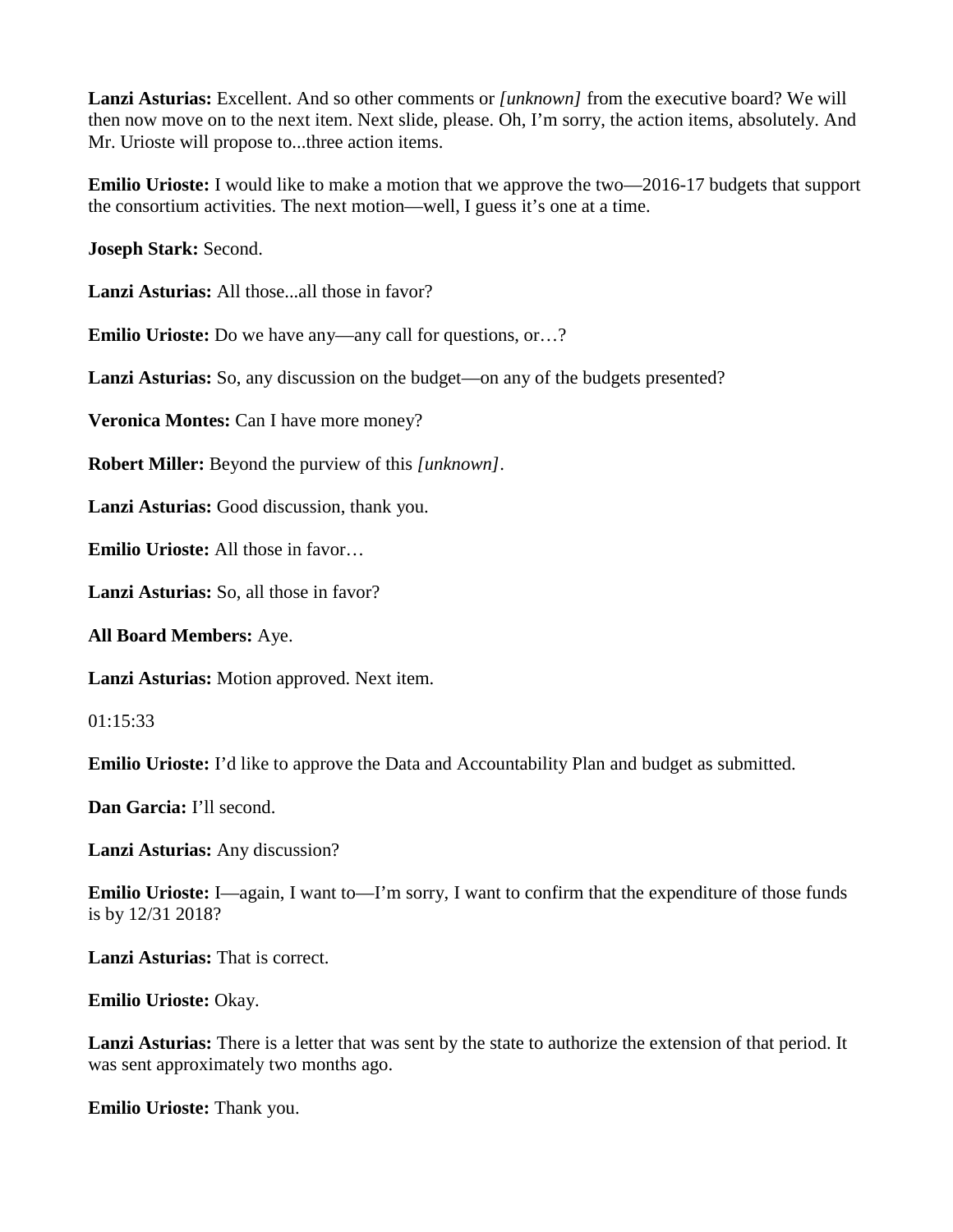**Lanzi Asturias:** Excellent. And so other comments or *[unknown]* from the executive board? We will then now move on to the next item. Next slide, please. Oh, I'm sorry, the action items, absolutely. And Mr. Urioste will propose to...three action items.

**Emilio Urioste:** I would like to make a motion that we approve the two—2016-17 budgets that support the consortium activities. The next motion—well, I guess it's one at a time.

**Joseph Stark:** Second.

**Lanzi Asturias:** All those...all those in favor?

**Emilio Urioste:** Do we have any—any call for questions, or…?

**Lanzi Asturias:** So, any discussion on the budget—on any of the budgets presented?

**Veronica Montes:** Can I have more money?

**Robert Miller:** Beyond the purview of this *[unknown]*.

**Lanzi Asturias:** Good discussion, thank you.

**Emilio Urioste:** All those in favor…

**Lanzi Asturias:** So, all those in favor?

**All Board Members:** Aye.

**Lanzi Asturias:** Motion approved. Next item.

01:15:33

**Emilio Urioste:** I'd like to approve the Data and Accountability Plan and budget as submitted.

**Dan Garcia:** I'll second.

**Lanzi Asturias:** Any discussion?

**Emilio Urioste:** I—again, I want to—I'm sorry, I want to confirm that the expenditure of those funds is by 12/31 2018?

**Lanzi Asturias:** That is correct.

**Emilio Urioste:** Okay.

**Lanzi Asturias:** There is a letter that was sent by the state to authorize the extension of that period. It was sent approximately two months ago.

**Emilio Urioste:** Thank you.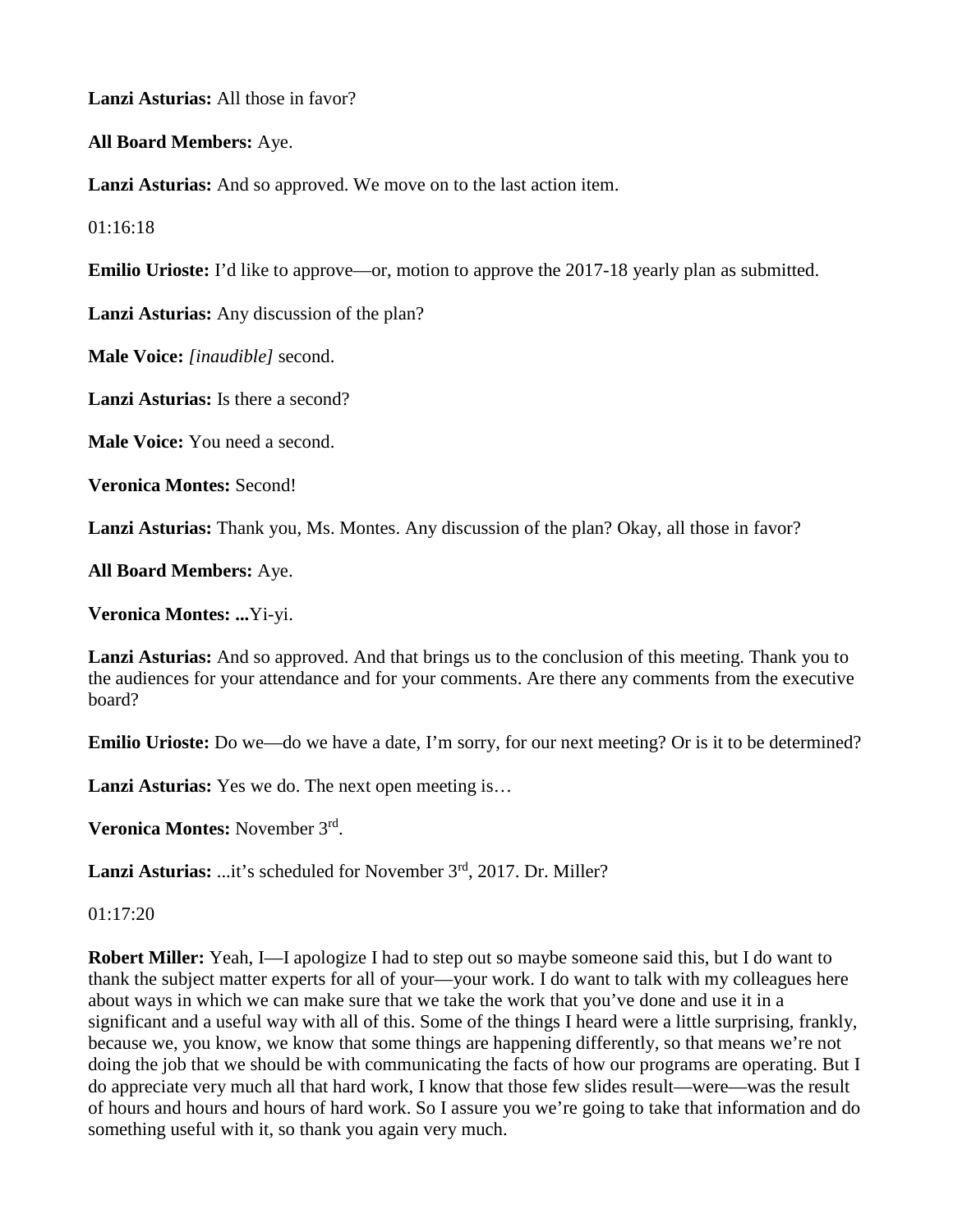**Lanzi Asturias:** All those in favor?

**All Board Members:** Aye.

**Lanzi Asturias:** And so approved. We move on to the last action item.

01:16:18

**Emilio Urioste:** I'd like to approve—or, motion to approve the 2017-18 yearly plan as submitted.

**Lanzi Asturias:** Any discussion of the plan?

**Male Voice:** *[inaudible]* second.

**Lanzi Asturias:** Is there a second?

**Male Voice:** You need a second.

**Veronica Montes:** Second!

**Lanzi Asturias:** Thank you, Ms. Montes. Any discussion of the plan? Okay, all those in favor?

**All Board Members:** Aye.

**Veronica Montes: ...**Yi-yi.

**Lanzi Asturias:** And so approved. And that brings us to the conclusion of this meeting. Thank you to the audiences for your attendance and for your comments. Are there any comments from the executive board?

**Emilio Urioste:** Do we—do we have a date, I'm sorry, for our next meeting? Or is it to be determined?

**Lanzi Asturias:** Yes we do. The next open meeting is…

**Veronica Montes:** November 3rd.

**Lanzi Asturias:** ...it's scheduled for November 3rd, 2017. Dr. Miller?

01:17:20

**Robert Miller:** Yeah, I—I apologize I had to step out so maybe someone said this, but I do want to thank the subject matter experts for all of your—your work. I do want to talk with my colleagues here about ways in which we can make sure that we take the work that you've done and use it in a significant and a useful way with all of this. Some of the things I heard were a little surprising, frankly, because we, you know, we know that some things are happening differently, so that means we're not doing the job that we should be with communicating the facts of how our programs are operating. But I do appreciate very much all that hard work, I know that those few slides result—were—was the result of hours and hours and hours of hard work. So I assure you we're going to take that information and do something useful with it, so thank you again very much.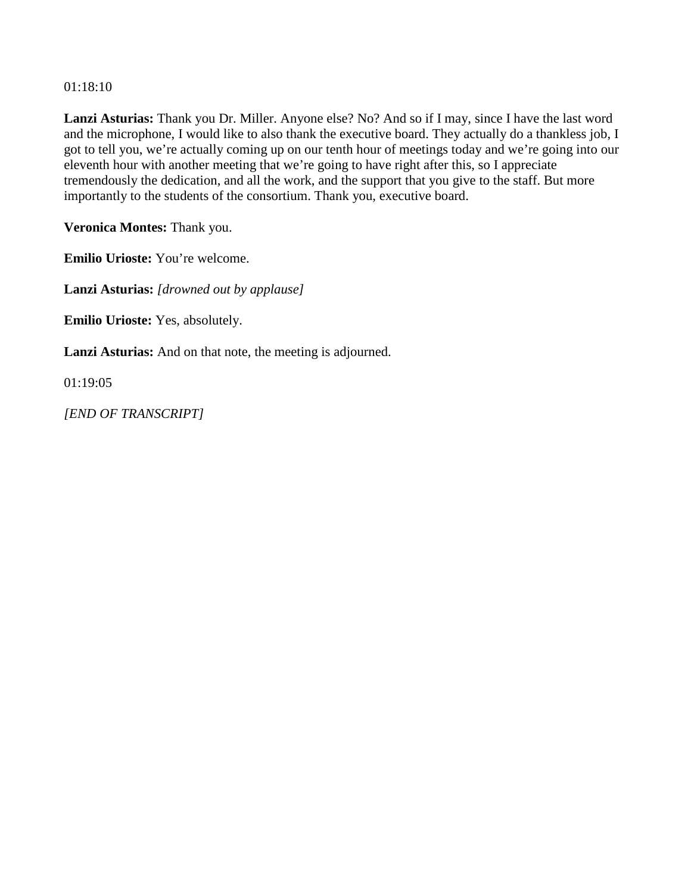01:18:10

**Lanzi Asturias:** Thank you Dr. Miller. Anyone else? No? And so if I may, since I have the last word and the microphone, I would like to also thank the executive board. They actually do a thankless job, I got to tell you, we're actually coming up on our tenth hour of meetings today and we're going into our eleventh hour with another meeting that we're going to have right after this, so I appreciate tremendously the dedication, and all the work, and the support that you give to the staff. But more importantly to the students of the consortium. Thank you, executive board.

**Veronica Montes:** Thank you.

**Emilio Urioste:** You're welcome.

**Lanzi Asturias:** *[drowned out by applause]*

**Emilio Urioste:** Yes, absolutely.

**Lanzi Asturias:** And on that note, the meeting is adjourned.

01:19:05

*[END OF TRANSCRIPT]*